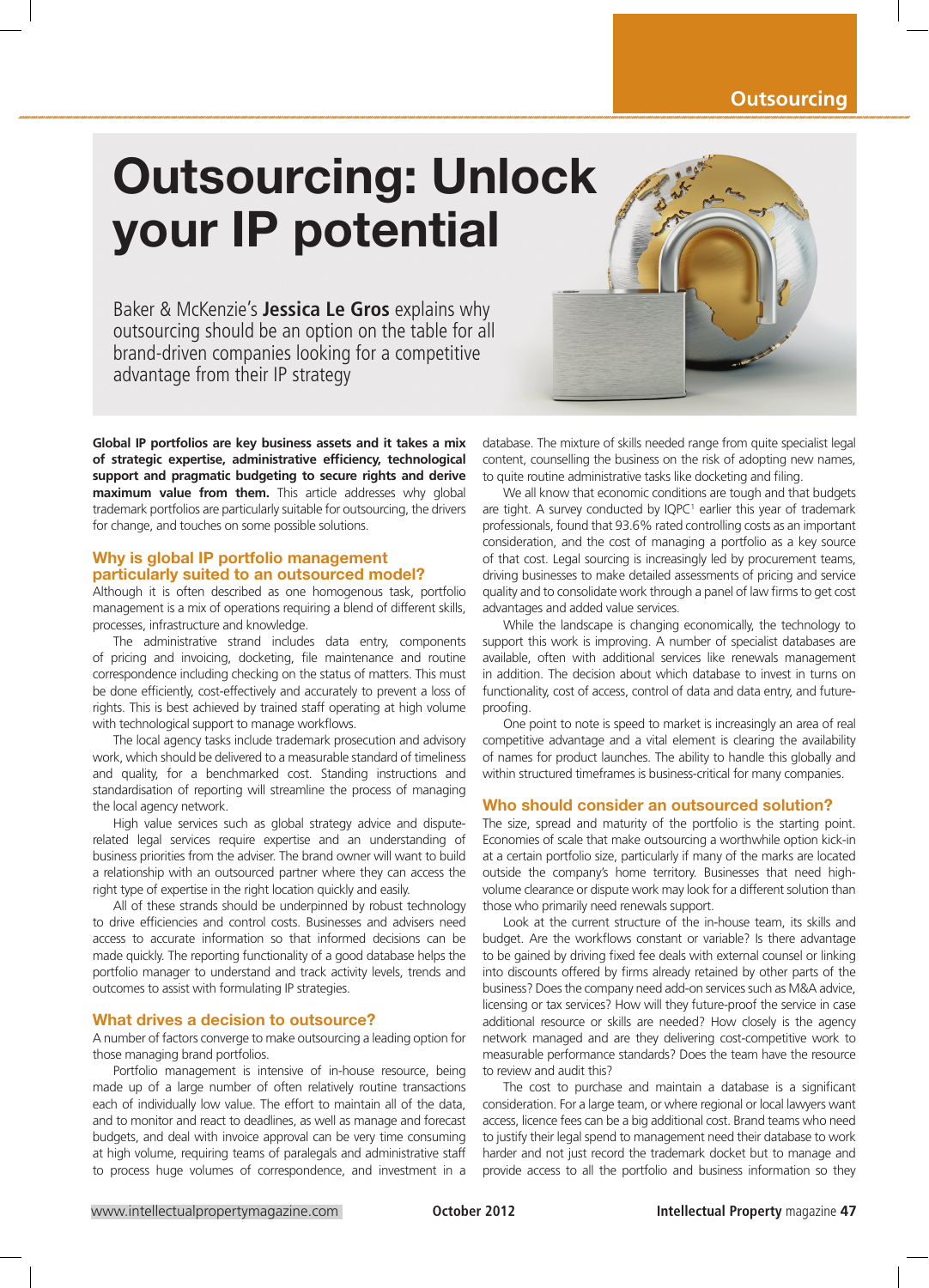# Outsourcing: Unlock your IP potential

Baker & McKenzie's **Jessica Le Gros** explains why outsourcing should be an option on the table for all brand-driven companies looking for a competitive advantage from their IP strategy

**Global IP portfolios are key business assets and it takes a mix of strategic expertise, administrative efficiency, technological support and pragmatic budgeting to secure rights and derive maximum value from them.** This article addresses why global trademark portfolios are particularly suitable for outsourcing, the drivers for change, and touches on some possible solutions.

## Why is global IP portfolio management particularly suited to an outsourced model?

Although it is often described as one homogenous task, portfolio management is a mix of operations requiring a blend of different skills, processes, infrastructure and knowledge.

The administrative strand includes data entry, components of pricing and invoicing, docketing, file maintenance and routine correspondence including checking on the status of matters. This must be done efficiently, cost-effectively and accurately to prevent a loss of rights. This is best achieved by trained staff operating at high volume with technological support to manage workflows.

The local agency tasks include trademark prosecution and advisory work, which should be delivered to a measurable standard of timeliness and quality, for a benchmarked cost. Standing instructions and standardisation of reporting will streamline the process of managing the local agency network.

High value services such as global strategy advice and dispute-related legal services require expertise and an understanding of business priorities from the adviser. The brand owner will want to build a relationship with an outsourced partner where they can access the right type of expertise in the right location quickly and easily.

All of these strands should be underpinned by robust technology to drive efficiencies and control costs. Businesses and advisers need access to accurate information so that informed decisions can be made quickly. The reporting functionality of a good database helps the portfolio manager to understand and track activity levels, trends and outcomes to assist with formulating IP strategies.

## What drives a decision to outsource?

A number of factors converge to make outsourcing a leading option for those managing brand portfolios.

Portfolio management is intensive of in-house resource, being made up of a large number of often relatively routine transactions each of individually low value. The effort to maintain all of the data, and to monitor and react to deadlines, as well as manage and forecast budgets, and deal with invoice approval can be very time consuming at high volume, requiring teams of paralegals and administrative staff to process huge volumes of correspondence, and investment in a database. The mixture of skills needed range from quite specialist legal content, counselling the business on the risk of adopting new names, to quite routine administrative tasks like docketing and filing.

We all know that economic conditions are tough and that budgets are tight. A survey conducted by IQPC[1] earlier this year of trademark professionals, found that 93.6% rated controlling costs as an important consideration, and the cost of managing a portfolio as a key source of that cost. Legal sourcing is increasingly led by procurement teams, driving businesses to make detailed assessments of pricing and service quality and to consolidate work through a panel of law firms to get cost advantages and added value services.

While the landscape is changing economically, the technology to support this work is improving. A number of specialist databases are available, often with additional services like renewals management in addition. The decision about which database to invest in turns on functionality, cost of access, control of data and data entry, and future-proofing.

One point to note is speed to market is increasingly an area of real competitive advantage and a vital element is clearing the availability of names for product launches. The ability to handle this globally and within structured timeframes is business-critical for many companies.

## Who should consider an outsourced solution?

The size, spread and maturity of the portfolio is the starting point. Economies of scale that make outsourcing a worthwhile option kick-in at a certain portfolio size, particularly if many of the marks are located outside the company's home territory. Businesses that need high-volume clearance or dispute work may look for a different solution than those who primarily need renewals support.

Look at the current structure of the in-house team, its skills and budget. Are the workflows constant or variable? Is there advantage to be gained by driving fixed fee deals with external counsel or linking into discounts offered by firms already retained by other parts of the business? Does the company need add-on services such as M&A advice, licensing or tax services? How will they future-proof the service in case additional resource or skills are needed? How closely is the agency network managed and are they delivering cost-competitive work to measurable performance standards? Does the team have the resource to review and audit this?

The cost to purchase and maintain a database is a significant consideration. For a large team, or where regional or local lawyers want access, licence fees can be a big additional cost. Brand teams who need to justify their legal spend to management need their database to work harder and not just record the trademark docket but to manage and provide access to all the portfolio and business information so they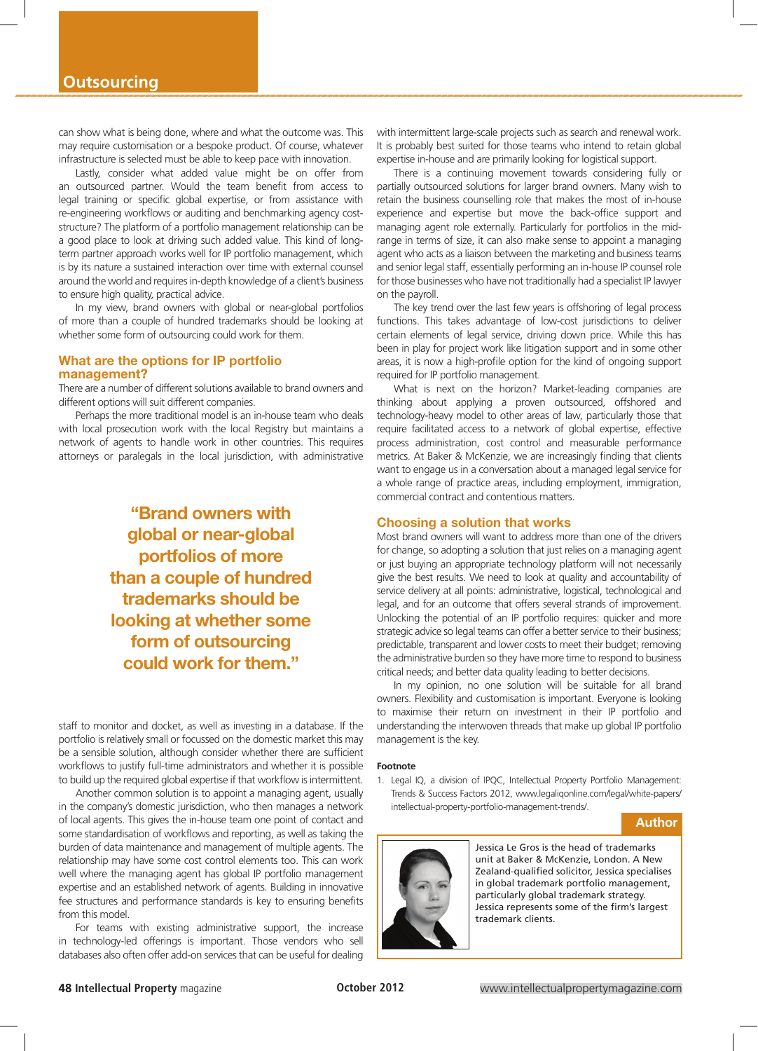## Outsourcing

can show what is being done, where and what the outcome was. This may require customisation or a bespoke product. Of course, whatever infrastructure is selected must be able to keep pace with innovation.

Lastly, consider what added value might be on offer from an outsourced partner. Would the team benefit from access to legal training or specific global expertise, or from assistance with re-engineering workflows or auditing and benchmarking agency cost-structure? The platform of a portfolio management relationship can be a good place to look at driving such added value. This kind of long-term partner approach works well for IP portfolio management, which is by its nature a sustained interaction over time with external counsel around the world and requires in-depth knowledge of a client's business to ensure high quality, practical advice.

In my view, brand owners with global or near-global portfolios of more than a couple of hundred trademarks should be looking at whether some form of outsourcing could work for them.

### What are the options for IP portfolio management?

There are a number of different solutions available to brand owners and different options will suit different companies.

Perhaps the more traditional model is an in-house team who deals with local prosecution work with the local Registry but maintains a network of agents to handle work in other countries. This requires attorneys or paralegals in the local jurisdiction, with administrative staff to monitor and docket, as well as investing in a database. If the portfolio is relatively small or focussed on the domestic market this may be a sensible solution, although consider whether there are sufficient workflows to justify full-time administrators and whether it is possible to build up the required global expertise if that workflow is intermittent.

**"Brand owners with global or near-global portfolios of more than a couple of hundred trademarks should be looking at whether some form of outsourcing could work for them."**

Another common solution is to appoint a managing agent, usually in the company's domestic jurisdiction, who then manages a network of local agents. This gives the in-house team one point of contact and some standardisation of workflows and reporting, as well as taking the burden of data maintenance and management of multiple agents. The relationship may have some cost control elements too. This can work well where the managing agent has global IP portfolio management expertise and an established network of agents. Building in innovative fee structures and performance standards is key to ensuring benefits from this model.

For teams with existing administrative support, the increase in technology-led offerings is important. Those vendors who sell databases also often offer add-on services that can be useful for dealing with intermittent large-scale projects such as search and renewal work. It is probably best suited for those teams who intend to retain global expertise in-house and are primarily looking for logistical support.

There is a continuing movement towards considering fully or partially outsourced solutions for larger brand owners. Many wish to retain the business counselling role that makes the most of in-house experience and expertise but move the back-office support and managing agent role externally. Particularly for portfolios in the mid-range in terms of size, it can also make sense to appoint a managing agent who acts as a liaison between the marketing and business teams and senior legal staff, essentially performing an in-house IP counsel role for those businesses who have not traditionally had a specialist IP lawyer on the payroll.

The key trend over the last few years is offshoring of legal process functions. This takes advantage of low-cost jurisdictions to deliver certain elements of legal service, driving down price. While this has been in play for project work like litigation support and in some other areas, it is now a high-profile option for the kind of ongoing support required for IP portfolio management.

What is next on the horizon? Market-leading companies are thinking about applying a proven outsourced, offshored and technology-heavy model to other areas of law, particularly those that require facilitated access to a network of global expertise, effective process administration, cost control and measurable performance metrics. At Baker & McKenzie, we are increasingly finding that clients want to engage us in a conversation about a managed legal service for a whole range of practice areas, including employment, immigration, commercial contract and contentious matters.

### Choosing a solution that works

Most brand owners will want to address more than one of the drivers for change, so adopting a solution that just relies on a managing agent or just buying an appropriate technology platform will not necessarily give the best results. We need to look at quality and accountability of service delivery at all points: administrative, logistical, technological and legal, and for an outcome that offers several strands of improvement. Unlocking the potential of an IP portfolio requires: quicker and more strategic advice so legal teams can offer a better service to their business; predictable, transparent and lower costs to meet their budget; removing the administrative burden so they have more time to respond to business critical needs; and better data quality leading to better decisions.

In my opinion, no one solution will be suitable for all brand owners. Flexibility and customisation is important. Everyone is looking to maximise their return on investment in their IP portfolio and understanding the interwoven threads that make up global IP portfolio management is the key.

#### Footnote

1. Legal IQ, a division of IPQC, Intellectual Property Portfolio Management: Trends & Success Factors 2012, www.legaliqonline.com/legal/white-papers/intellectual-property-portfolio-management-trends/.

#### Author

Jessica Le Gros is the head of trademarks unit at Baker & McKenzie, London. A New Zealand-qualified solicitor, Jessica specialises in global trademark portfolio management, particularly global trademark strategy. Jessica represents some of the firm's largest trademark clients.